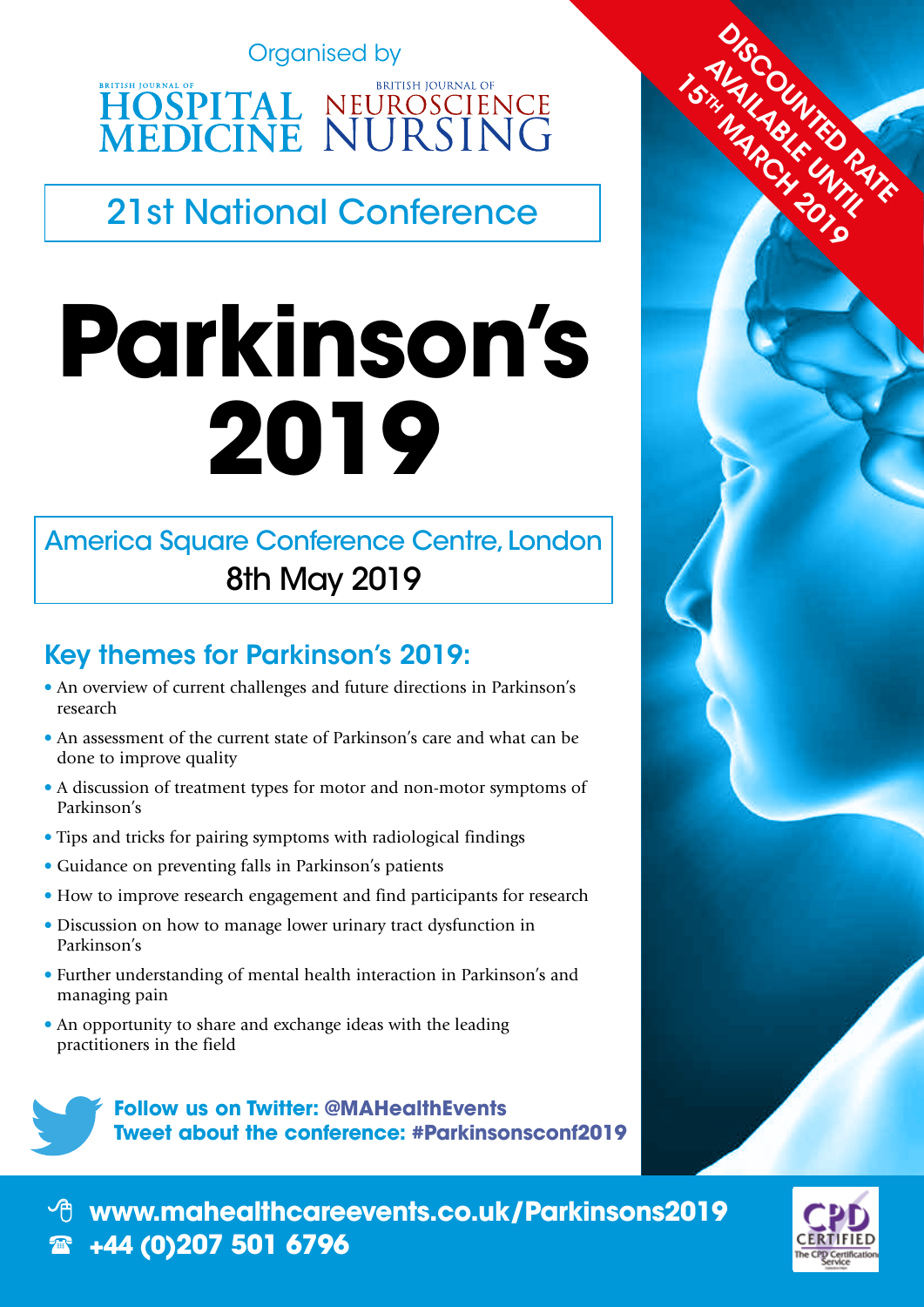Organised by

BRITISH JOURNAL OF HOSPITAL MEDICINE    BRITISH JOURNAL OF NEUROSCIENCE NURSING

## 21st National Conference

# Parkinson's 2019

America Square Conference Centre, London

8th May 2019

DISCOUNTED RATE AVAILABLE UNTIL 15TH MARCH 2019

## Key themes for Parkinson's 2019:

- An overview of current challenges and future directions in Parkinson's research
- An assessment of the current state of Parkinson's care and what can be done to improve quality
- A discussion of treatment types for motor and non-motor symptoms of Parkinson's
- Tips and tricks for pairing symptoms with radiological findings
- Guidance on preventing falls in Parkinson's patients
- How to improve research engagement and find participants for research
- Discussion on how to manage lower urinary tract dysfunction in Parkinson's
- Further understanding of mental health interaction in Parkinson's and managing pain
- An opportunity to share and exchange ideas with the leading practitioners in the field

**Follow us on Twitter: @MAHealthEvents**
**Tweet about the conference: #Parkinsonsconf2019**

**www.mahealthcareevents.co.uk/Parkinsons2019**
**+44 (0)207 501 6796**

CPD CERTIFIED The CPD Certification Service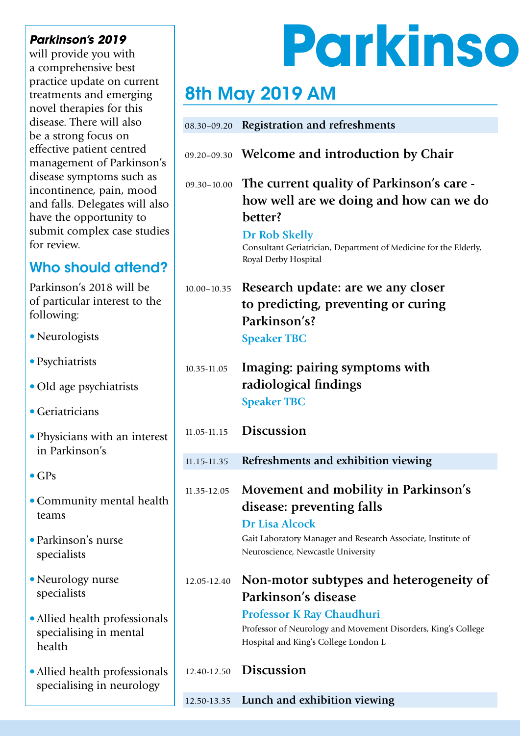***Parkinson's 2019*** will provide you with a comprehensive best practice update on current treatments and emerging novel therapies for this disease. There will also be a strong focus on effective patient centred management of Parkinson's disease symptoms such as incontinence, pain, mood and falls. Delegates will also have the opportunity to submit complex case studies for review.

## Who should attend?

Parkinson's 2018 will be of particular interest to the following:

- Neurologists
- Psychiatrists
- Old age psychiatrists
- Geriatricians
- Physicians with an interest in Parkinson's
- GPs
- Community mental health teams
- Parkinson's nurse specialists
- Neurology nurse specialists
- Allied health professionals specialising in mental health
- Allied health professionals specialising in neurology

# Parkinso

## 8th May 2019 AM

08.30–09.20 **Registration and refreshments**

09.20–09.30 **Welcome and introduction by Chair**

09.30–10.00 **The current quality of Parkinson's care - how well are we doing and how can we do better?**
**Dr Rob Skelly**
Consultant Geriatrician, Department of Medicine for the Elderly, Royal Derby Hospital

10.00–10.35 **Research update: are we any closer to predicting, preventing or curing Parkinson's?**
**Speaker TBC**

10.35-11.05 **Imaging: pairing symptoms with radiological findings**
**Speaker TBC**

11.05-11.15 **Discussion**

11.15-11.35 **Refreshments and exhibition viewing**

11.35-12.05 **Movement and mobility in Parkinson's disease: preventing falls**
**Dr Lisa Alcock**
Gait Laboratory Manager and Research Associate, Institute of Neuroscience, Newcastle University

12.05-12.40 **Non-motor subtypes and heterogeneity of Parkinson's disease**
**Professor K Ray Chaudhuri**
Professor of Neurology and Movement Disorders, King's College Hospital and King's College London L

12.40-12.50 **Discussion**

12.50-13.35 **Lunch and exhibition viewing**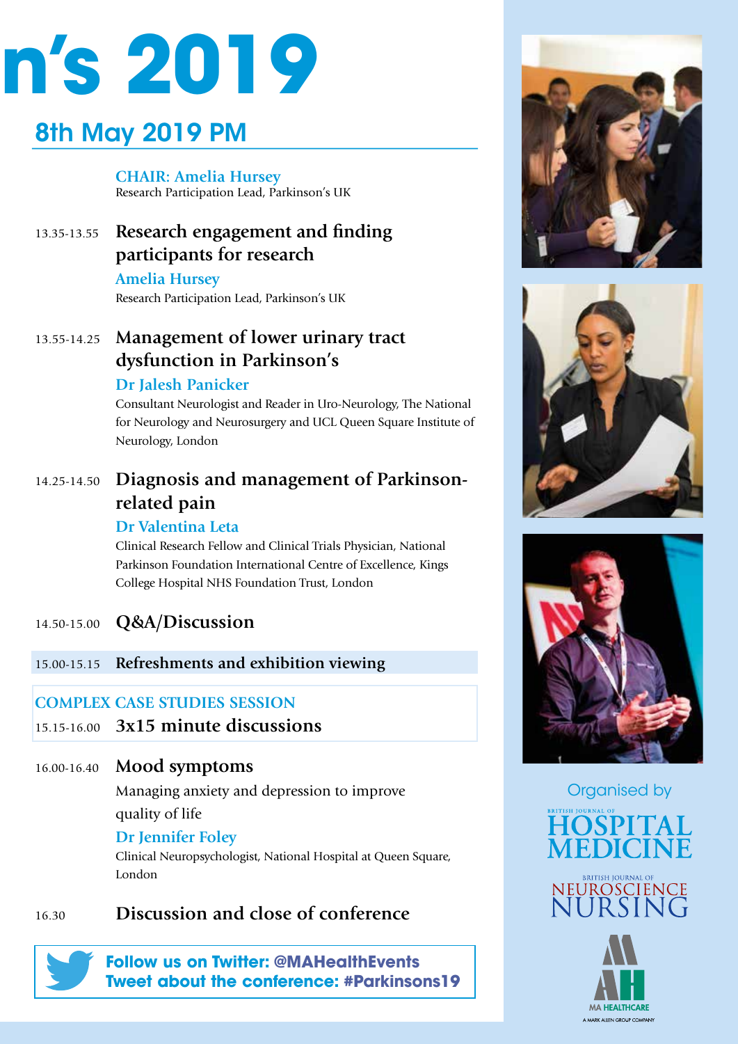# n's 2019

## 8th May 2019 PM

**CHAIR: Amelia Hursey**
Research Participation Lead, Parkinson's UK

13.35-13.55 **Research engagement and finding participants for research**
**Amelia Hursey**
Research Participation Lead, Parkinson's UK

13.55-14.25 **Management of lower urinary tract dysfunction in Parkinson's**
**Dr Jalesh Panicker**
Consultant Neurologist and Reader in Uro-Neurology, The National for Neurology and Neurosurgery and UCL Queen Square Institute of Neurology, London

14.25-14.50 **Diagnosis and management of Parkinson-related pain**
**Dr Valentina Leta**
Clinical Research Fellow and Clinical Trials Physician, National Parkinson Foundation International Centre of Excellence, Kings College Hospital NHS Foundation Trust, London

14.50-15.00 **Q&A/Discussion**

15.00-15.15 **Refreshments and exhibition viewing**

**COMPLEX CASE STUDIES SESSION**
15.15-16.00 **3x15 minute discussions**

16.00-16.40 **Mood symptoms**
Managing anxiety and depression to improve quality of life
**Dr Jennifer Foley**
Clinical Neuropsychologist, National Hospital at Queen Square, London

16.30 **Discussion and close of conference**

**Follow us on Twitter: @MAHealthEvents**
**Tweet about the conference: #Parkinsons19**

Organised by
British Journal of Hospital Medicine
British Journal of Neuroscience Nursing
MA Healthcare
A Mark Allen Group Company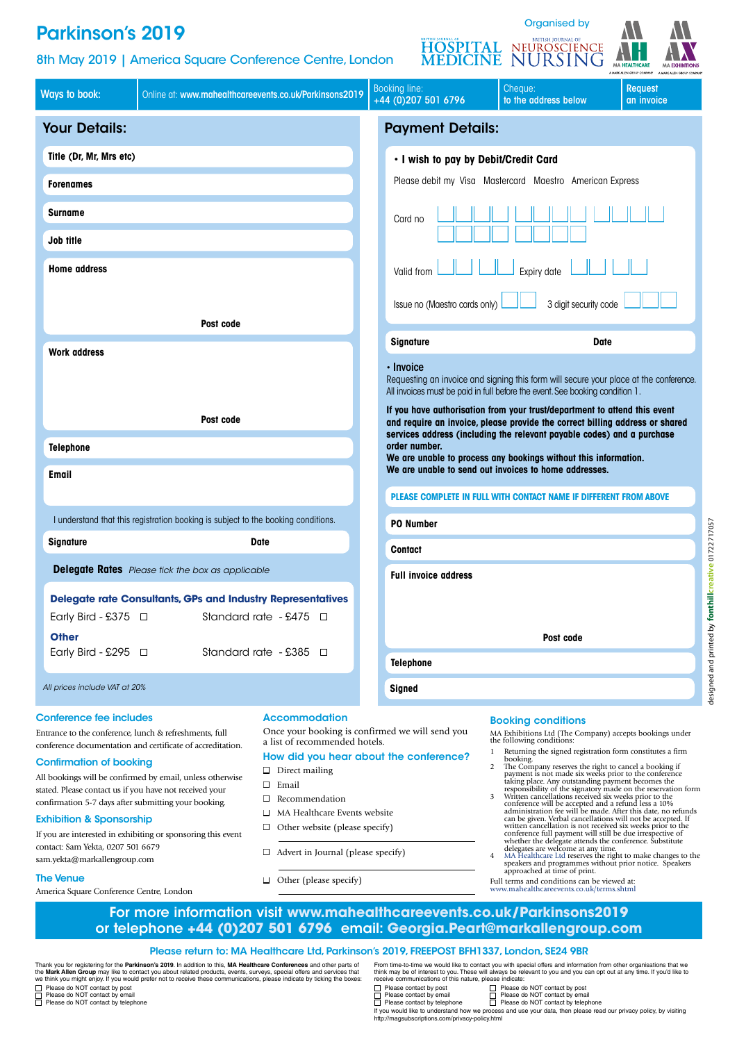# Parkinson's 2019

8th May 2019 | America Square Conference Centre, London

Organised by BRITISH JOURNAL OF HOSPITAL MEDICINE · BRITISH JOURNAL OF NEUROSCIENCE NURSING · MA HEALTHCARE · MA EXHIBITIONS

| Ways to book: | Online at: www.mahealthcareevents.co.uk/Parkinsons2019 | Booking line: +44 (0)207 501 6796 | Cheque: to the address below | Request an invoice |
|---|---|---|---|---|

## Your Details:

**Title (Dr, Mr, Mrs etc)**

**Forenames**

**Surname**

**Job title**

**Home address**

**Post code**

**Work address**

**Post code**

**Telephone**

**Email**

I understand that this registration booking is subject to the booking conditions.

**Signature** **Date**

**Delegate Rates** *Please tick the box as applicable*

**Delegate rate Consultants, GPs and Industry Representatives**

Early Bird - £375 ☐ Standard rate - £475 ☐

**Other**

Early Bird - £295 ☐ Standard rate - £385 ☐

*All prices include VAT at 20%*

## Payment Details:

**• I wish to pay by Debit/Credit Card**

Please debit my Visa Mastercard Maestro American Express

Card no

Valid from Expiry date

Issue no (Maestro cards only) 3 digit security code

**Signature** **Date**

**• Invoice**

Requesting an invoice and signing this form will secure your place at the conference. All invoices must be paid in full before the event. See booking condition 1.

**If you have authorisation from your trust/department to attend this event and require an invoice, please provide the correct billing address or shared services address (including the relevant payable codes) and a purchase order number.**
**We are unable to process any bookings without this information.**
**We are unable to send out invoices to home addresses.**

**PLEASE COMPLETE IN FULL WITH CONTACT NAME IF DIFFERENT FROM ABOVE**

**PO Number**

**Contact**

**Full invoice address**

**Post code**

**Telephone**

**Signed**

### Conference fee includes

Entrance to the conference, lunch & refreshments, full conference documentation and certificate of accreditation.

### Confirmation of booking

All bookings will be confirmed by email, unless otherwise stated. Please contact us if you have not received your confirmation 5-7 days after submitting your booking.

### Exhibition & Sponsorship

If you are interested in exhibiting or sponsoring this event contact: Sam Yekta, 0207 501 6679
sam.yekta@markallengroup.com

### The Venue

America Square Conference Centre, London

### Accommodation

Once your booking is confirmed we will send you a list of recommended hotels.

### How did you hear about the conference?

- ☐ Direct mailing
- ☐ Email
- ☐ Recommendation
- ☐ MA Healthcare Events website
- ☐ Other website (please specify)
- ☐ Advert in Journal (please specify)
- ☐ Other (please specify)

### Booking conditions

MA Exhibitions Ltd (The Company) accepts bookings under the following conditions:

1. Returning the signed registration form constitutes a firm booking.
2. The Company reserves the right to cancel a booking if payment is not made six weeks prior to the conference taking place. Any outstanding payment becomes the responsibility of the signatory made on the reservation form
3. Written cancellations received six weeks prior to the conference will be accepted and a refund less a 10% administration fee will be made. After this date, no refunds can be given. Verbal cancellations will not be accepted. If written cancellation is not received six weeks prior to the conference full payment will still be due irrespective of whether the delegate attends the conference. Substitute delegates are welcome at any time.
4. MA Healthcare Ltd reserves the right to make changes to the speakers and programmes without prior notice. Speakers approached at time of print.

Full terms and conditions can be viewed at:
www.mahealthcareevents.co.uk/terms.shtml

**For more information visit www.mahealthcareevents.co.uk/Parkinsons2019 or telephone +44 (0)207 501 6796 email: Georgia.Peart@markallengroup.com**

**Please return to: MA Healthcare Ltd, Parkinson's 2019, FREEPOST BFH1337, London, SE24 9BR**

Thank you for registering for the **Parkinson's 2019**. In addition to this, **MA Healthcare Conferences** and other parts of the **Mark Allen Group** may like to contact you about related products, events, surveys, special offers and services that we think you might enjoy. If you would prefer not to receive these communications, please indicate by ticking the boxes:

- ☐ Please do NOT contact by post
- ☐ Please do NOT contact by email
- ☐ Please do NOT contact by telephone

From time-to-time we would like to contact you with special offers and information from other organisations that we think may be of interest to you. These will always be relevant to you and you can opt out at any time. If you'd like to receive communications of this nature, please indicate:

- ☐ Please contact by post ☐ Please do NOT contact by post
- ☐ Please contact by email ☐ Please do NOT contact by email
- ☐ Please contact by telephone ☐ Please do NOT contact by telephone

If you would like to understand how we process and use your data, then please read our privacy policy, by visiting http://magsubscriptions.com/privacy-policy.html

designed and printed by fonthillcreative 01722 717057